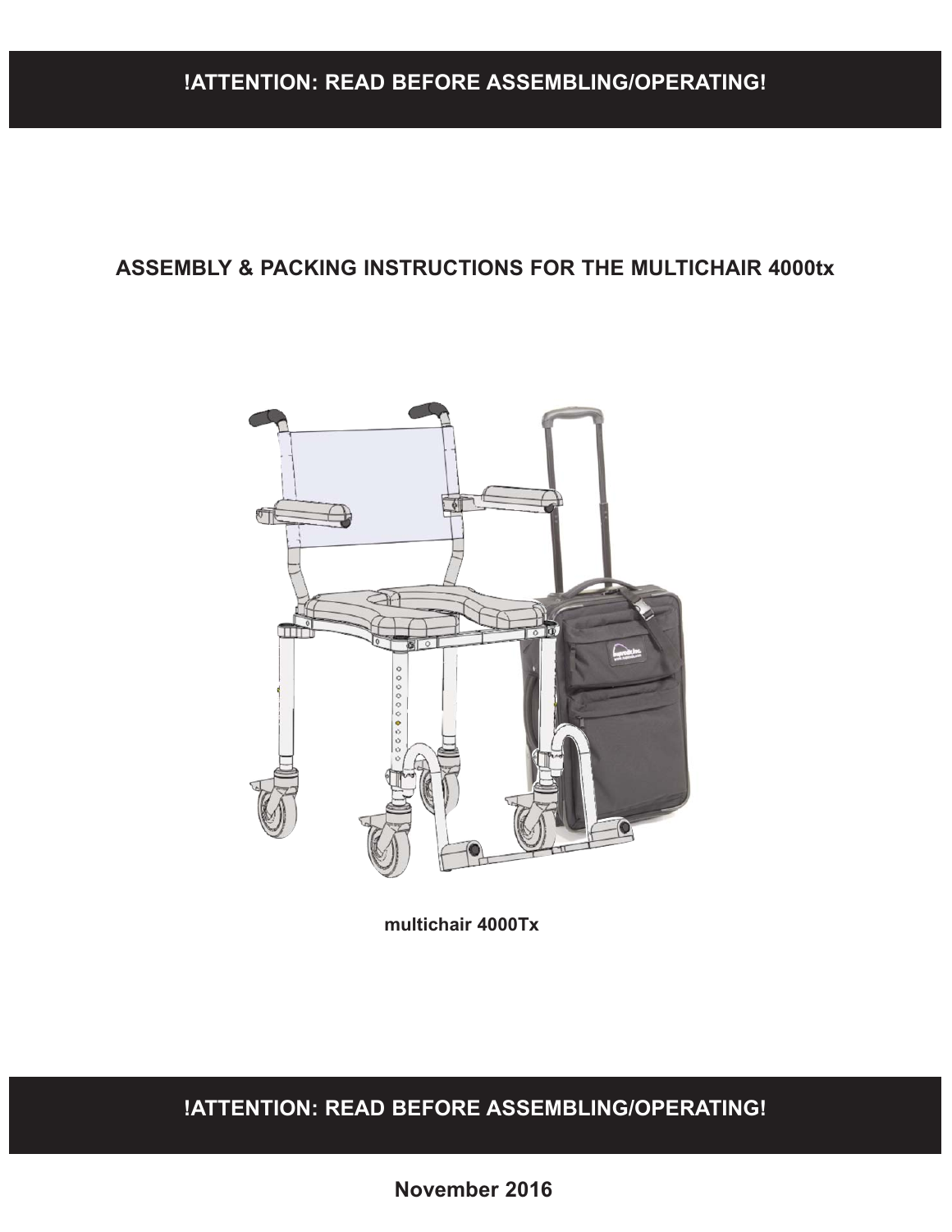**!ATTENTION: READ BEFORE ASSEMBLING/OPERATING!**

# ASSEMBLY & PACKING INSTRUCTIONS FOR THE MULTICHAIR 4000tx

multichair 4000Tx

**!ATTENTION: READ BEFORE ASSEMBLING/OPERATING!**

**November 2016**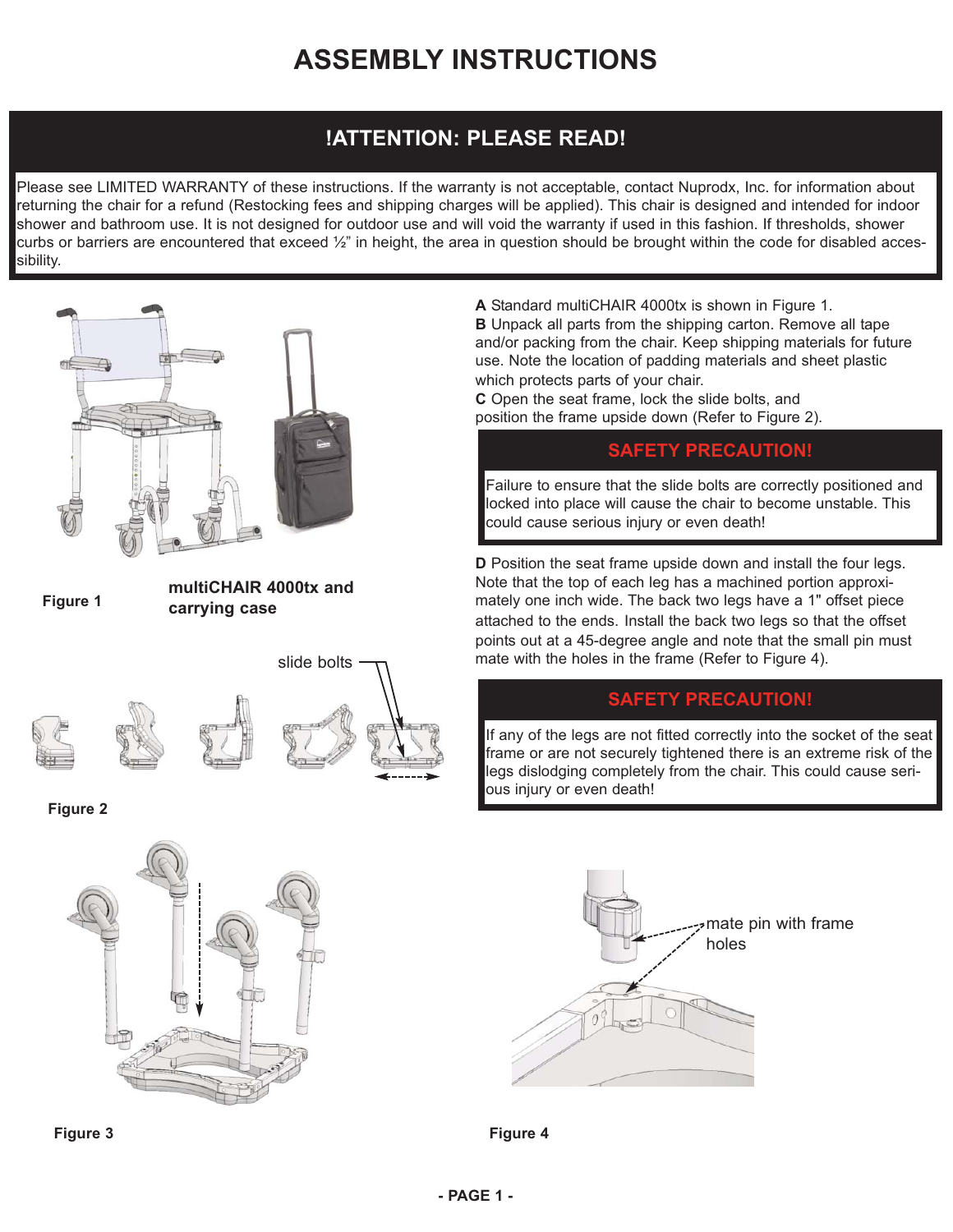# ASSEMBLY INSTRUCTIONS

## !ATTENTION: PLEASE READ!

Please see LIMITED WARRANTY of these instructions. If the warranty is not acceptable, contact Nuprodx, Inc. for information about returning the chair for a refund (Restocking fees and shipping charges will be applied). This chair is designed and intended for indoor shower and bathroom use. It is not designed for outdoor use and will void the warranty if used in this fashion. If thresholds, shower curbs or barriers are encountered that exceed ½" in height, the area in question should be brought within the code for disabled accessibility.

**Figure 1** **multiCHAIR 4000tx and carrying case**

slide bolts

**Figure 2**

**Figure 3**

**A** Standard multiCHAIR 4000tx is shown in Figure 1.
**B** Unpack all parts from the shipping carton. Remove all tape and/or packing from the chair. Keep shipping materials for future use. Note the location of padding materials and sheet plastic which protects parts of your chair.
**C** Open the seat frame, lock the slide bolts, and position the frame upside down (Refer to Figure 2).

### SAFETY PRECAUTION!

Failure to ensure that the slide bolts are correctly positioned and locked into place will cause the chair to become unstable. This could cause serious injury or even death!

**D** Position the seat frame upside down and install the four legs. Note that the top of each leg has a machined portion approximately one inch wide. The back two legs have a 1" offset piece attached to the ends. Install the back two legs so that the offset points out at a 45-degree angle and note that the small pin must mate with the holes in the frame (Refer to Figure 4).

### SAFETY PRECAUTION!

If any of the legs are not fitted correctly into the socket of the seat frame or are not securely tightened there is an extreme risk of the legs dislodging completely from the chair. This could cause serious injury or even death!

mate pin with frame holes

**Figure 4**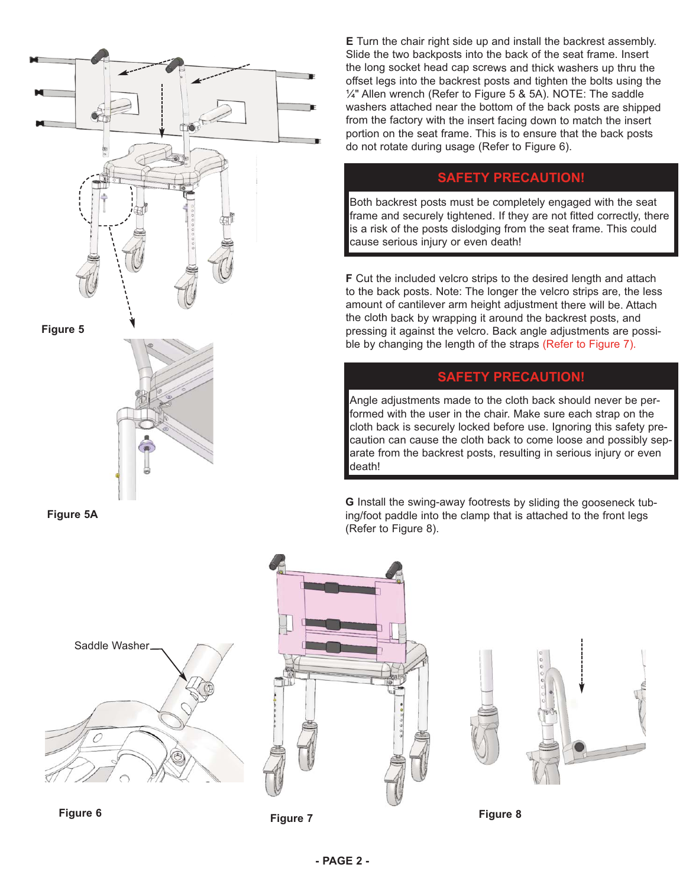**E** Turn the chair right side up and install the backrest assembly. Slide the two backposts into the back of the seat frame. Insert the long socket head cap screws and thick washers up thru the offset legs into the backrest posts and tighten the bolts using the ¼" Allen wrench (Refer to Figure 5 & 5A). NOTE: The saddle washers attached near the bottom of the back posts are shipped from the factory with the insert facing down to match the insert portion on the seat frame. This is to ensure that the back posts do not rotate during usage (Refer to Figure 6).

## SAFETY PRECAUTION!

Both backrest posts must be completely engaged with the seat frame and securely tightened. If they are not fitted correctly, there is a risk of the posts dislodging from the seat frame. This could cause serious injury or even death!

**F** Cut the included velcro strips to the desired length and attach to the back posts. Note: The longer the velcro strips are, the less amount of cantilever arm height adjustment there will be. Attach the cloth back by wrapping it around the backrest posts, and pressing it against the velcro. Back angle adjustments are possible by changing the length of the straps (Refer to Figure 7).

## SAFETY PRECAUTION!

Angle adjustments made to the cloth back should never be performed with the user in the chair. Make sure each strap on the cloth back is securely locked before use. Ignoring this safety precaution can cause the cloth back to come loose and possibly separate from the backrest posts, resulting in serious injury or even death!

**G** Install the swing-away footrests by sliding the gooseneck tubing/foot paddle into the clamp that is attached to the front legs (Refer to Figure 8).

**Figure 5**

**Figure 5A**

Saddle Washer

**Figure 6**

**Figure 7**

**Figure 8**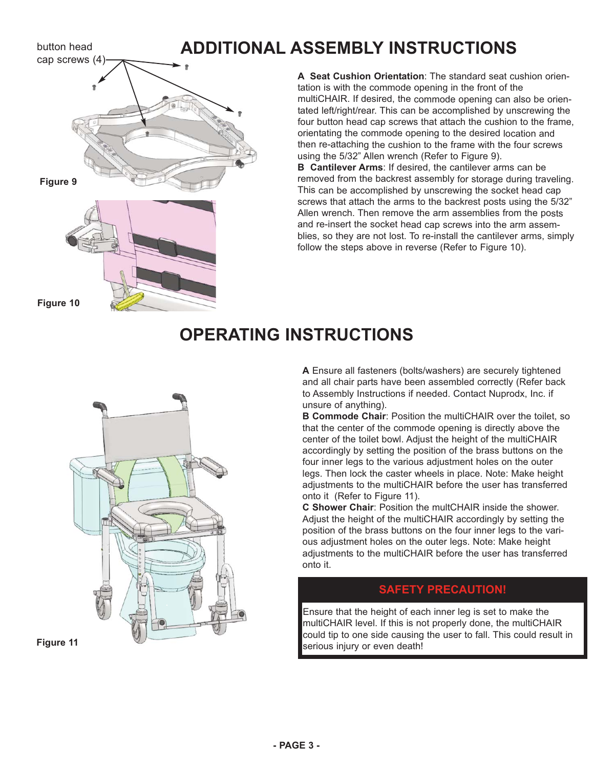# ADDITIONAL ASSEMBLY INSTRUCTIONS

button head cap screws (4)

Figure 9

Figure 10

**A Seat Cushion Orientation**: The standard seat cushion orientation is with the commode opening in the front of the multiCHAIR. If desired, the commode opening can also be orientated left/right/rear. This can be accomplished by unscrewing the four button head cap screws that attach the cushion to the frame, orientating the commode opening to the desired location and then re-attaching the cushion to the frame with the four screws using the 5/32" Allen wrench (Refer to Figure 9).

**B Cantilever Arms**: If desired, the cantilever arms can be removed from the backrest assembly for storage during traveling. This can be accomplished by unscrewing the socket head cap screws that attach the arms to the backrest posts using the 5/32" Allen wrench. Then remove the arm assemblies from the posts and re-insert the socket head cap screws into the arm assemblies, so they are not lost. To re-install the cantilever arms, simply follow the steps above in reverse (Refer to Figure 10).

# OPERATING INSTRUCTIONS

Figure 11

**A** Ensure all fasteners (bolts/washers) are securely tightened and all chair parts have been assembled correctly (Refer back to Assembly Instructions if needed. Contact Nuprodx, Inc. if unsure of anything).

**B Commode Chair**: Position the multiCHAIR over the toilet, so that the center of the commode opening is directly above the center of the toilet bowl. Adjust the height of the multiCHAIR accordingly by setting the position of the brass buttons on the four inner legs to the various adjustment holes on the outer legs. Then lock the caster wheels in place. Note: Make height adjustments to the multiCHAIR before the user has transferred onto it (Refer to Figure 11).

**C Shower Chair**: Position the multCHAIR inside the shower. Adjust the height of the multiCHAIR accordingly by setting the position of the brass buttons on the four inner legs to the various adjustment holes on the outer legs. Note: Make height adjustments to the multiCHAIR before the user has transferred onto it.

**SAFETY PRECAUTION!**

Ensure that the height of each inner leg is set to make the multiCHAIR level. If this is not properly done, the multiCHAIR could tip to one side causing the user to fall. This could result in serious injury or even death!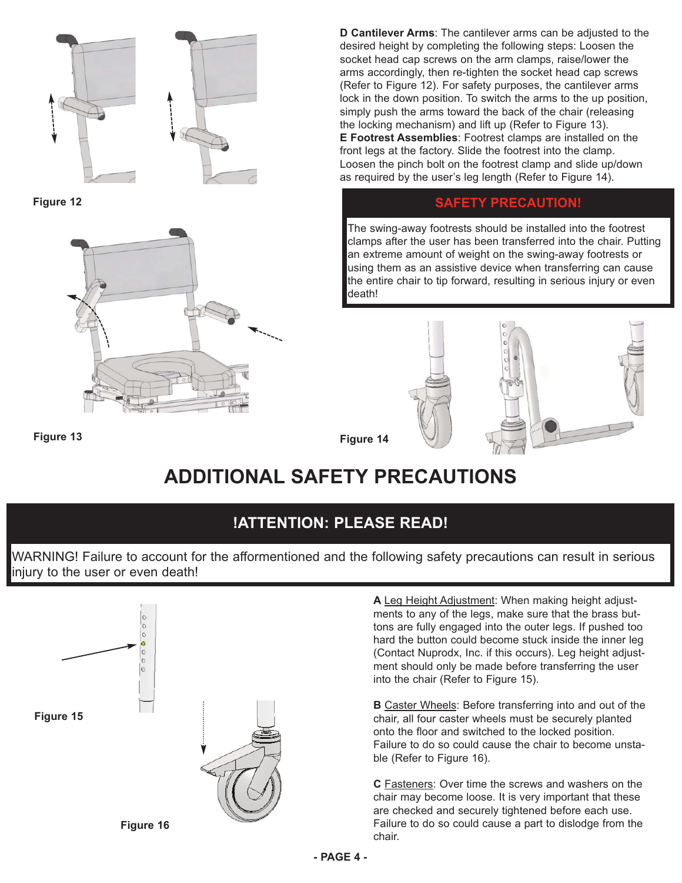Figure 12

Figure 13

**D Cantilever Arms**: The cantilever arms can be adjusted to the desired height by completing the following steps: Loosen the socket head cap screws on the arm clamps, raise/lower the arms accordingly, then re-tighten the socket head cap screws (Refer to Figure 12). For safety purposes, the cantilever arms lock in the down position. To switch the arms to the up position, simply push the arms toward the back of the chair (releasing the locking mechanism) and lift up (Refer to Figure 13).

**E Footrest Assemblies**: Footrest clamps are installed on the front legs at the factory. Slide the footrest into the clamp. Loosen the pinch bolt on the footrest clamp and slide up/down as required by the user's leg length (Refer to Figure 14).

**SAFETY PRECAUTION!**

The swing-away footrests should be installed into the footrest clamps after the user has been transferred into the chair. Putting an extreme amount of weight on the swing-away footrests or using them as an assistive device when transferring can cause the entire chair to tip forward, resulting in serious injury or even death!

Figure 14

# ADDITIONAL SAFETY PRECAUTIONS

## !ATTENTION: PLEASE READ!

WARNING! Failure to account for the afformentioned and the following safety precautions can result in serious injury to the user or even death!

Figure 15

Figure 16

**A** Leg Height Adjustment: When making height adjustments to any of the legs, make sure that the brass buttons are fully engaged into the outer legs. If pushed too hard the button could become stuck inside the inner leg (Contact Nuprodx, Inc. if this occurs). Leg height adjustment should only be made before transferring the user into the chair (Refer to Figure 15).

**B** Caster Wheels: Before transferring into and out of the chair, all four caster wheels must be securely planted onto the floor and switched to the locked position. Failure to do so could cause the chair to become unstable (Refer to Figure 16).

**C** Fasteners: Over time the screws and washers on the chair may become loose. It is very important that these are checked and securely tightened before each use. Failure to do so could cause a part to dislodge from the chair.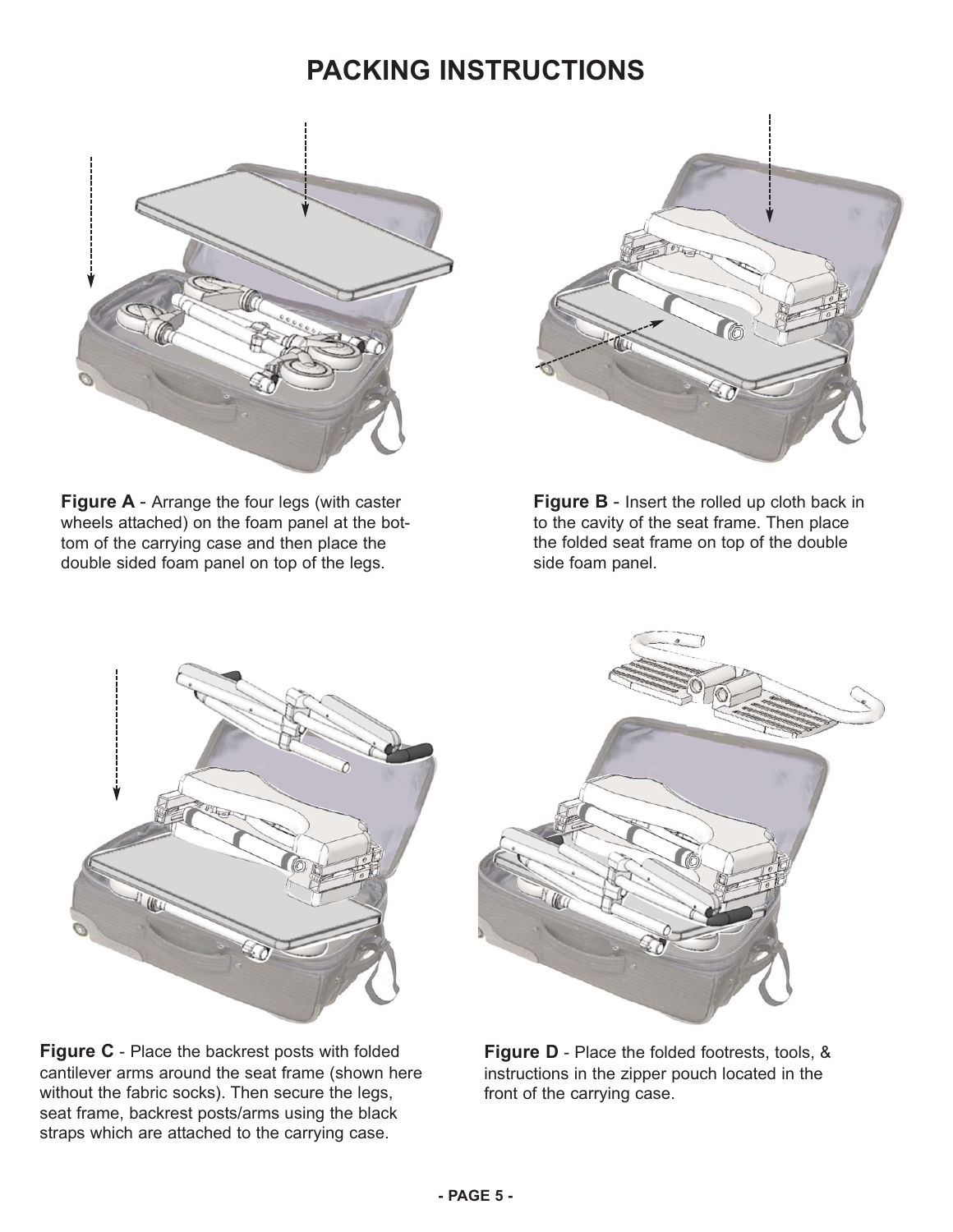# PACKING INSTRUCTIONS

**Figure A** - Arrange the four legs (with caster wheels attached) on the foam panel at the bottom of the carrying case and then place the double sided foam panel on top of the legs.

**Figure B** - Insert the rolled up cloth back in to the cavity of the seat frame. Then place the folded seat frame on top of the double side foam panel.

**Figure C** - Place the backrest posts with folded cantilever arms around the seat frame (shown here without the fabric socks). Then secure the legs, seat frame, backrest posts/arms using the black straps which are attached to the carrying case.

**Figure D** - Place the folded footrests, tools, & instructions in the zipper pouch located in the front of the carrying case.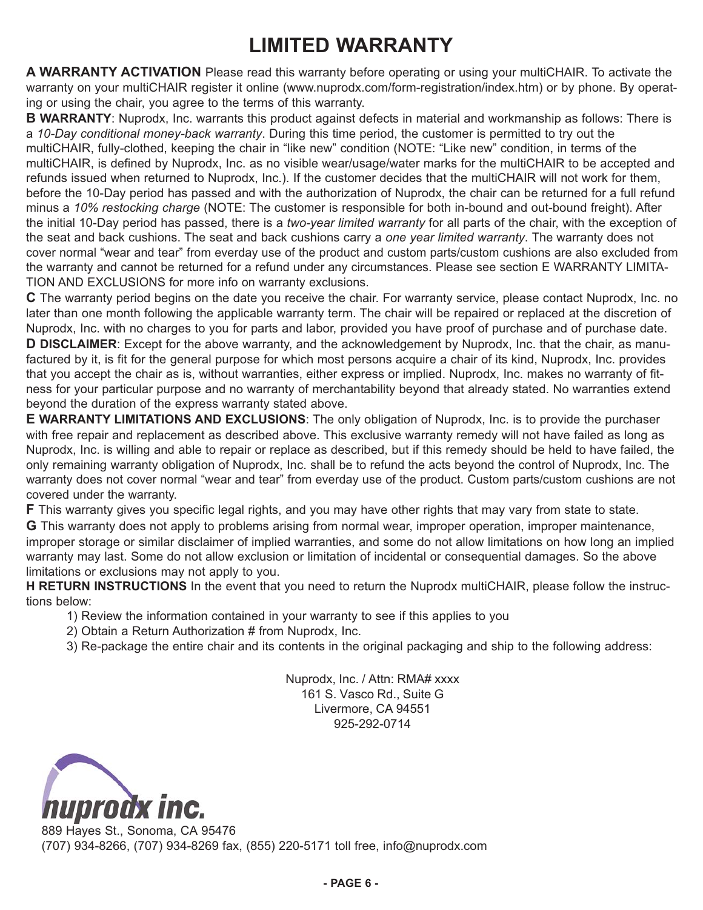# LIMITED WARRANTY

**A WARRANTY ACTIVATION** Please read this warranty before operating or using your multiCHAIR. To activate the warranty on your multiCHAIR register it online (www.nuprodx.com/form-registration/index.htm) or by phone. By operating or using the chair, you agree to the terms of this warranty.

**B WARRANTY**: Nuprodx, Inc. warrants this product against defects in material and workmanship as follows: There is a *10-Day conditional money-back warranty*. During this time period, the customer is permitted to try out the multiCHAIR, fully-clothed, keeping the chair in "like new" condition (NOTE: "Like new" condition, in terms of the multiCHAIR, is defined by Nuprodx, Inc. as no visible wear/usage/water marks for the multiCHAIR to be accepted and refunds issued when returned to Nuprodx, Inc.). If the customer decides that the multiCHAIR will not work for them, before the 10-Day period has passed and with the authorization of Nuprodx, the chair can be returned for a full refund minus a *10% restocking charge* (NOTE: The customer is responsible for both in-bound and out-bound freight). After the initial 10-Day period has passed, there is a *two-year limited warranty* for all parts of the chair, with the exception of the seat and back cushions. The seat and back cushions carry a *one year limited warranty*. The warranty does not cover normal "wear and tear" from everday use of the product and custom parts/custom cushions are also excluded from the warranty and cannot be returned for a refund under any circumstances. Please see section E WARRANTY LIMITATION AND EXCLUSIONS for more info on warranty exclusions.

**C** The warranty period begins on the date you receive the chair. For warranty service, please contact Nuprodx, Inc. no later than one month following the applicable warranty term. The chair will be repaired or replaced at the discretion of Nuprodx, Inc. with no charges to you for parts and labor, provided you have proof of purchase and of purchase date.

**D DISCLAIMER**: Except for the above warranty, and the acknowledgement by Nuprodx, Inc. that the chair, as manufactured by it, is fit for the general purpose for which most persons acquire a chair of its kind, Nuprodx, Inc. provides that you accept the chair as is, without warranties, either express or implied. Nuprodx, Inc. makes no warranty of fitness for your particular purpose and no warranty of merchantability beyond that already stated. No warranties extend beyond the duration of the express warranty stated above.

**E WARRANTY LIMITATIONS AND EXCLUSIONS**: The only obligation of Nuprodx, Inc. is to provide the purchaser with free repair and replacement as described above. This exclusive warranty remedy will not have failed as long as Nuprodx, Inc. is willing and able to repair or replace as described, but if this remedy should be held to have failed, the only remaining warranty obligation of Nuprodx, Inc. shall be to refund the acts beyond the control of Nuprodx, Inc. The warranty does not cover normal "wear and tear" from everday use of the product. Custom parts/custom cushions are not covered under the warranty.

**F** This warranty gives you specific legal rights, and you may have other rights that may vary from state to state.

**G** This warranty does not apply to problems arising from normal wear, improper operation, improper maintenance, improper storage or similar disclaimer of implied warranties, and some do not allow limitations on how long an implied warranty may last. Some do not allow exclusion or limitation of incidental or consequential damages. So the above limitations or exclusions may not apply to you.

**H RETURN INSTRUCTIONS** In the event that you need to return the Nuprodx multiCHAIR, please follow the instructions below:

1) Review the information contained in your warranty to see if this applies to you
2) Obtain a Return Authorization # from Nuprodx, Inc.
3) Re-package the entire chair and its contents in the original packaging and ship to the following address:

Nuprodx, Inc. / Attn: RMA# xxxx
161 S. Vasco Rd., Suite G
Livermore, CA 94551
925-292-0714

nuprodx inc.
889 Hayes St., Sonoma, CA 95476
(707) 934-8266, (707) 934-8269 fax, (855) 220-5171 toll free, info@nuprodx.com